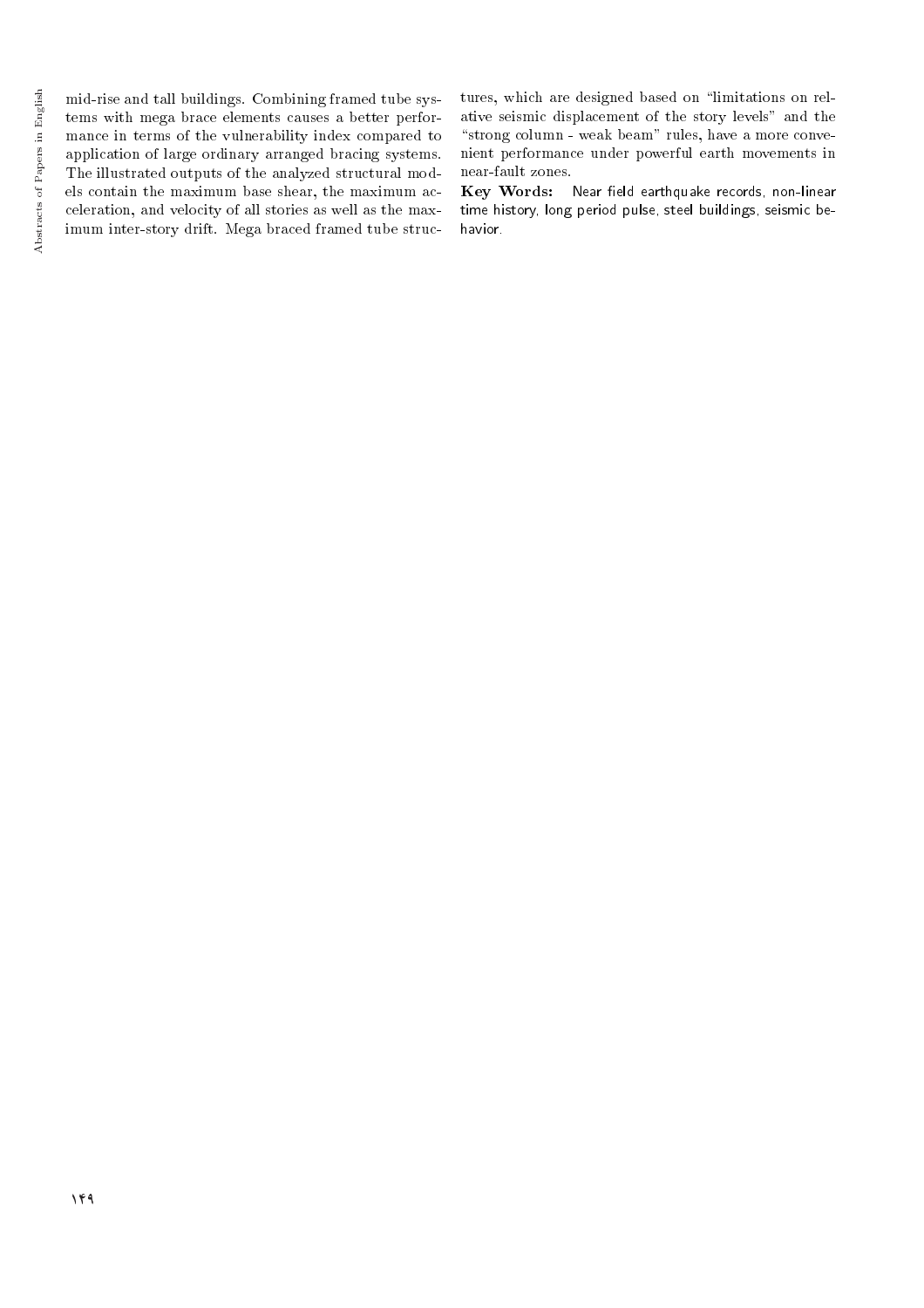mid-rise and tall buildings. Combining framed tube systems with mega brace elements causes a better performance in terms of the vulnerability index compared to application of large ordinary arranged bracing systems. The illustrated outputs of the analyzed structural models contain the maximum base shear, the maximum acceleration, and velocity of all stories as well as the maximum inter-story drift. Mega braced framed tube structures, which are designed based on "limitations on relative seismic displacement of the story levels" and the "strong column - weak beam" rules, have a more convenient performance under powerful earth movements in near-fault zones.

**Key Words:** Near field earthquake records, non-linear time history, long period pulse, steel buildings, seismic behavior.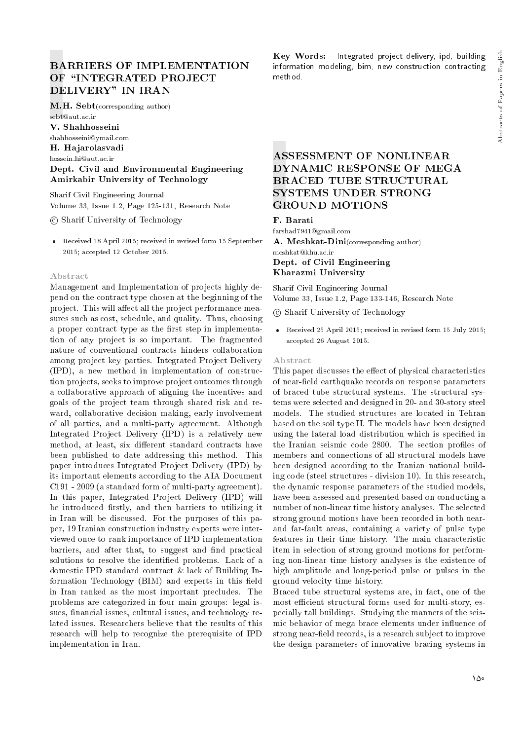## BARRIERS OF IMPLEMENTATION OF "INTEGRATED PROJECT DELIVERY" IN IRAN

**M.H. Sebt**(corresponding author)
sebt@aut.ac.ir
**V. Shahhosseini**
shahhosseini@ymail.com
**H. Hajarolasvadi**
hossein.hi@aut.ac.ir
**Dept. Civil and Environmental Engineering**
**Amirkabir University of Technology**

Sharif Civil Engineering Journal
Volume 33, Issue 1.2, Page 125-131, Research Note

© Sharif University of Technology

- Received 18 April 2015; received in revised form 15 September 2015; accepted 12 October 2015.

### Abstract

Management and Implementation of projects highly depend on the contract type chosen at the beginning of the project. This will affect all the project performance measures such as cost, schedule, and quality. Thus, choosing a proper contract type as the first step in implementation of any project is so important. The fragmented nature of conventional contracts hinders collaboration among project key parties. Integrated Project Delivery (IPD), a new method in implementation of construction projects, seeks to improve project outcomes through a collaborative approach of aligning the incentives and goals of the project team through shared risk and reward, collaborative decision making, early involvement of all parties, and a multi-party agreement. Although Integrated Project Delivery (IPD) is a relatively new method, at least, six different standard contracts have been published to date addressing this method. This paper introduces Integrated Project Delivery (IPD) by its important elements according to the AIA Document C191 - 2009 (a standard form of multi-party agreement). In this paper, Integrated Project Delivery (IPD) will be introduced firstly, and then barriers to utilizing it in Iran will be discussed. For the purposes of this paper, 19 Iranian construction industry experts were interviewed once to rank importance of IPD implementation barriers, and after that, to suggest and find practical solutions to resolve the identified problems. Lack of a domestic IPD standard contract & lack of Building Information Technology (BIM) and experts in this field in Iran ranked as the most important precludes. The problems are categorized in four main groups: legal issues, financial issues, cultural issues, and technology related issues. Researchers believe that the results of this research will help to recognize the prerequisite of IPD implementation in Iran.

**Key Words:** Integrated project delivery, ipd, building information modeling, bim, new construction contracting method.

## ASSESSMENT OF NONLINEAR DYNAMIC RESPONSE OF MEGA BRACED TUBE STRUCTURAL SYSTEMS UNDER STRONG GROUND MOTIONS

**F. Barati**
farshad7941@gmail.com
**A. Meshkat-Dini**(corresponding author)
meshkat@khu.ac.ir
**Dept. of Civil Engineering**
**Kharazmi University**

Sharif Civil Engineering Journal
Volume 33, Issue 1.2, Page 133-146, Research Note

© Sharif University of Technology

- Received 25 April 2015; received in revised form 15 July 2015; accepted 26 August 2015.

### Abstract

This paper discusses the effect of physical characteristics of near-field earthquake records on response parameters of braced tube structural systems. The structural systems were selected and designed in 20- and 30-story steel models. The studied structures are located in Tehran based on the soil type II. The models have been designed using the lateral load distribution which is specified in the Iranian seismic code 2800. The section profiles of members and connections of all structural models have been designed according to the Iranian national building code (steel structures - division 10). In this research, the dynamic response parameters of the studied models, have been assessed and presented based on conducting a number of non-linear time history analyses. The selected strong ground motions have been recorded in both near- and far-fault areas, containing a variety of pulse type features in their time history. The main characteristic item in selection of strong ground motions for performing non-linear time history analyses is the existence of high amplitude and long-period pulse or pulses in the ground velocity time history.

Braced tube structural systems are, in fact, one of the most efficient structural forms used for multi-story, especially tall buildings. Studying the manners of the seismic behavior of mega brace elements under influence of strong near-field records, is a research subject to improve the design parameters of innovative bracing systems in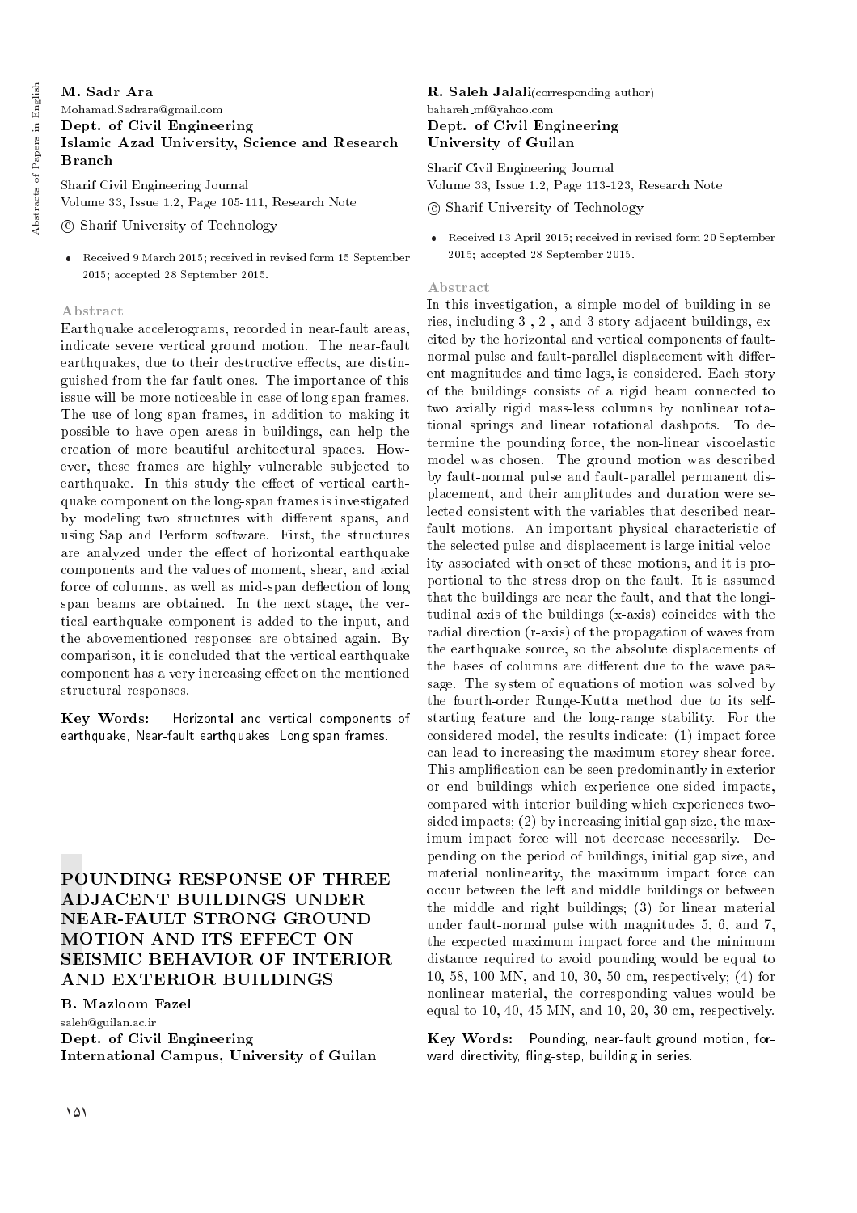**M. Sadr Ara**
Mohamad.Sadrara@gmail.com
**Dept. of Civil Engineering**
**Islamic Azad University, Science and Research Branch**

Sharif Civil Engineering Journal
Volume 33, Issue 1.2, Page 105-111, Research Note

© Sharif University of Technology

- Received 9 March 2015; received in revised form 15 September 2015; accepted 28 September 2015.

### Abstract

Earthquake accelerograms, recorded in near-fault areas, indicate severe vertical ground motion. The near-fault earthquakes, due to their destructive effects, are distinguished from the far-fault ones. The importance of this issue will be more noticeable in case of long span frames. The use of long span frames, in addition to making it possible to have open areas in buildings, can help the creation of more beautiful architectural spaces. However, these frames are highly vulnerable subjected to earthquake. In this study the effect of vertical earthquake component on the long-span frames is investigated by modeling two structures with different spans, and using Sap and Perform software. First, the structures are analyzed under the effect of horizontal earthquake components and the values of moment, shear, and axial force of columns, as well as mid-span deflection of long span beams are obtained. In the next stage, the vertical earthquake component is added to the input, and the abovementioned responses are obtained again. By comparison, it is concluded that the vertical earthquake component has a very increasing effect on the mentioned structural responses.

**Key Words:** Horizontal and vertical components of earthquake, Near-fault earthquakes, Long span frames.

## POUNDING RESPONSE OF THREE ADJACENT BUILDINGS UNDER NEAR-FAULT STRONG GROUND MOTION AND ITS EFFECT ON SEISMIC BEHAVIOR OF INTERIOR AND EXTERIOR BUILDINGS

**B. Mazloom Fazel**
saleh@guilan.ac.ir
**Dept. of Civil Engineering**
**International Campus, University of Guilan**

**R. Saleh Jalali**(corresponding author)
bahareh_mf@yahoo.com
**Dept. of Civil Engineering**
**University of Guilan**

Sharif Civil Engineering Journal
Volume 33, Issue 1.2, Page 113-123, Research Note

© Sharif University of Technology

- Received 13 April 2015; received in revised form 20 September 2015; accepted 28 September 2015.

### Abstract

In this investigation, a simple model of building in series, including 3-, 2-, and 3-story adjacent buildings, excited by the horizontal and vertical components of fault-normal pulse and fault-parallel displacement with different magnitudes and time lags, is considered. Each story of the buildings consists of a rigid beam connected to two axially rigid mass-less columns by nonlinear rotational springs and linear rotational dashpots. To determine the pounding force, the non-linear viscoelastic model was chosen. The ground motion was described by fault-normal pulse and fault-parallel permanent displacement, and their amplitudes and duration were selected consistent with the variables that described near-fault motions. An important physical characteristic of the selected pulse and displacement is large initial velocity associated with onset of these motions, and it is proportional to the stress drop on the fault. It is assumed that the buildings are near the fault, and that the longitudinal axis of the buildings (x-axis) coincides with the radial direction (r-axis) of the propagation of waves from the earthquake source, so the absolute displacements of the bases of columns are different due to the wave passage. The system of equations of motion was solved by the fourth-order Runge-Kutta method due to its self-starting feature and the long-range stability. For the considered model, the results indicate: (1) impact force can lead to increasing the maximum storey shear force. This amplification can be seen predominantly in exterior or end buildings which experience one-sided impacts, compared with interior building which experiences two-sided impacts; (2) by increasing initial gap size, the maximum impact force will not decrease necessarily. Depending on the period of buildings, initial gap size, and material nonlinearity, the maximum impact force can occur between the left and middle buildings or between the middle and right buildings; (3) for linear material under fault-normal pulse with magnitudes 5, 6, and 7, the expected maximum impact force and the minimum distance required to avoid pounding would be equal to 10, 58, 100 MN, and 10, 30, 50 cm, respectively; (4) for nonlinear material, the corresponding values would be equal to 10, 40, 45 MN, and 10, 20, 30 cm, respectively.

**Key Words:** Pounding, near-fault ground motion, forward directivity, fling-step, building in series.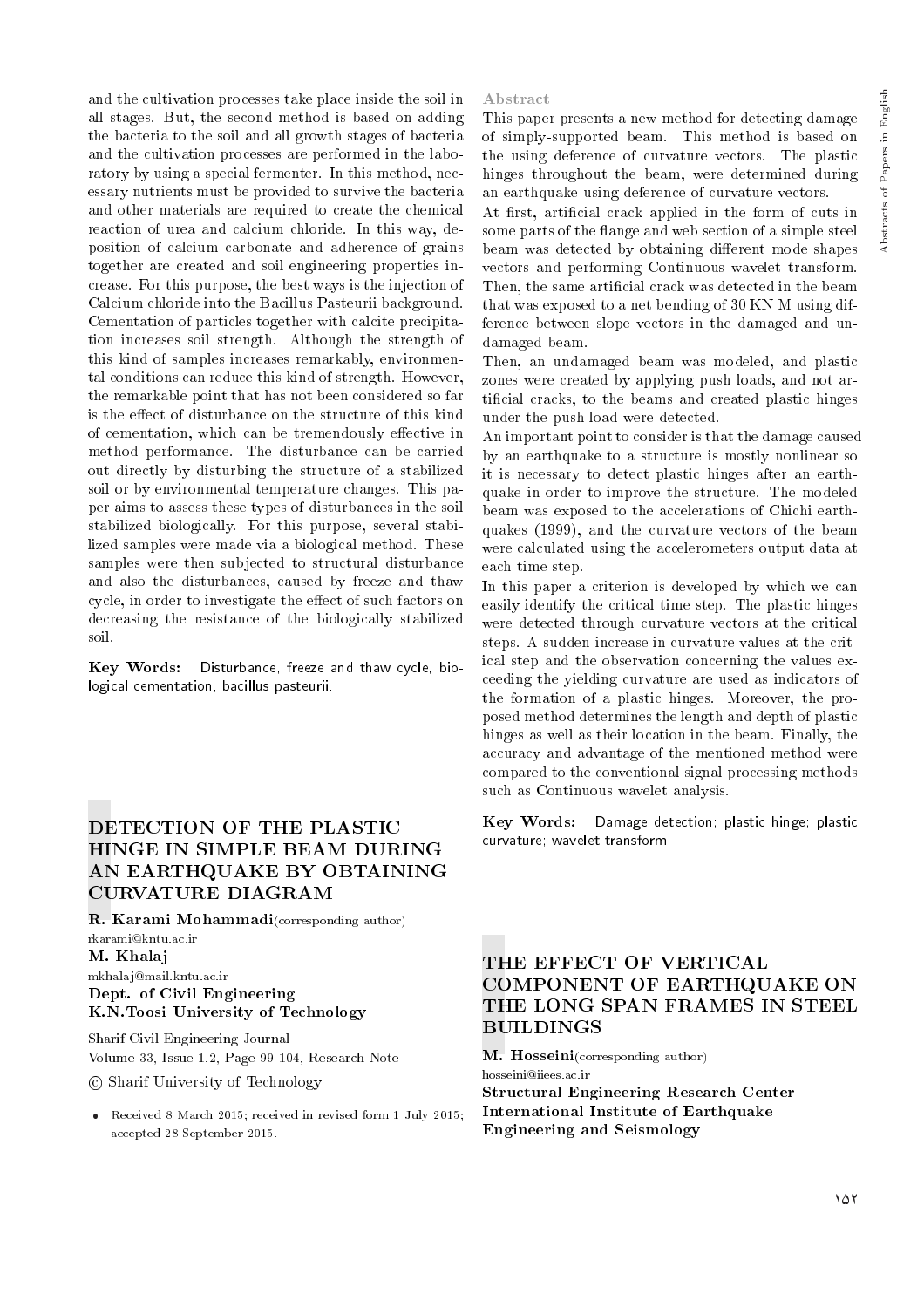and the cultivation processes take place inside the soil in all stages. But, the second method is based on adding the bacteria to the soil and all growth stages of bacteria and the cultivation processes are performed in the laboratory by using a special fermenter. In this method, necessary nutrients must be provided to survive the bacteria and other materials are required to create the chemical reaction of urea and calcium chloride. In this way, deposition of calcium carbonate and adherence of grains together are created and soil engineering properties increase. For this purpose, the best ways is the injection of Calcium chloride into the Bacillus Pasteurii background. Cementation of particles together with calcite precipitation increases soil strength. Although the strength of this kind of samples increases remarkably, environmental conditions can reduce this kind of strength. However, the remarkable point that has not been considered so far is the effect of disturbance on the structure of this kind of cementation, which can be tremendously effective in method performance. The disturbance can be carried out directly by disturbing the structure of a stabilized soil or by environmental temperature changes. This paper aims to assess these types of disturbances in the soil stabilized biologically. For this purpose, several stabilized samples were made via a biological method. These samples were then subjected to structural disturbance and also the disturbances, caused by freeze and thaw cycle, in order to investigate the effect of such factors on decreasing the resistance of the biologically stabilized soil.

**Key Words:** Disturbance, freeze and thaw cycle, biological cementation, bacillus pasteurii.

## DETECTION OF THE PLASTIC HINGE IN SIMPLE BEAM DURING AN EARTHQUAKE BY OBTAINING CURVATURE DIAGRAM

**R. Karami Mohammadi**(corresponding author)
rkarami@kntu.ac.ir
**M. Khalaj**
mkhalaj@mail.kntu.ac.ir
**Dept. of Civil Engineering**
**K.N.Toosi University of Technology**

Sharif Civil Engineering Journal
Volume 33, Issue 1.2, Page 99-104, Research Note

© Sharif University of Technology

- Received 8 March 2015; received in revised form 1 July 2015; accepted 28 September 2015.

### Abstract

This paper presents a new method for detecting damage of simply-supported beam. This method is based on the using deference of curvature vectors. The plastic hinges throughout the beam, were determined during an earthquake using deference of curvature vectors.

At first, artificial crack applied in the form of cuts in some parts of the flange and web section of a simple steel beam was detected by obtaining different mode shapes vectors and performing Continuous wavelet transform. Then, the same artificial crack was detected in the beam that was exposed to a net bending of 30 KN M using difference between slope vectors in the damaged and undamaged beam.

Then, an undamaged beam was modeled, and plastic zones were created by applying push loads, and not artificial cracks, to the beams and created plastic hinges under the push load were detected.

An important point to consider is that the damage caused by an earthquake to a structure is mostly nonlinear so it is necessary to detect plastic hinges after an earthquake in order to improve the structure. The modeled beam was exposed to the accelerations of Chichi earthquakes (1999), and the curvature vectors of the beam were calculated using the accelerometers output data at each time step.

In this paper a criterion is developed by which we can easily identify the critical time step. The plastic hinges were detected through curvature vectors at the critical steps. A sudden increase in curvature values at the critical step and the observation concerning the values exceeding the yielding curvature are used as indicators of the formation of a plastic hinges. Moreover, the proposed method determines the length and depth of plastic hinges as well as their location in the beam. Finally, the accuracy and advantage of the mentioned method were compared to the conventional signal processing methods such as Continuous wavelet analysis.

**Key Words:** Damage detection; plastic hinge; plastic curvature; wavelet transform.

## THE EFFECT OF VERTICAL COMPONENT OF EARTHQUAKE ON THE LONG SPAN FRAMES IN STEEL BUILDINGS

**M. Hosseini**(corresponding author)
hosseini@iiees.ac.ir
**Structural Engineering Research Center**
**International Institute of Earthquake Engineering and Seismology**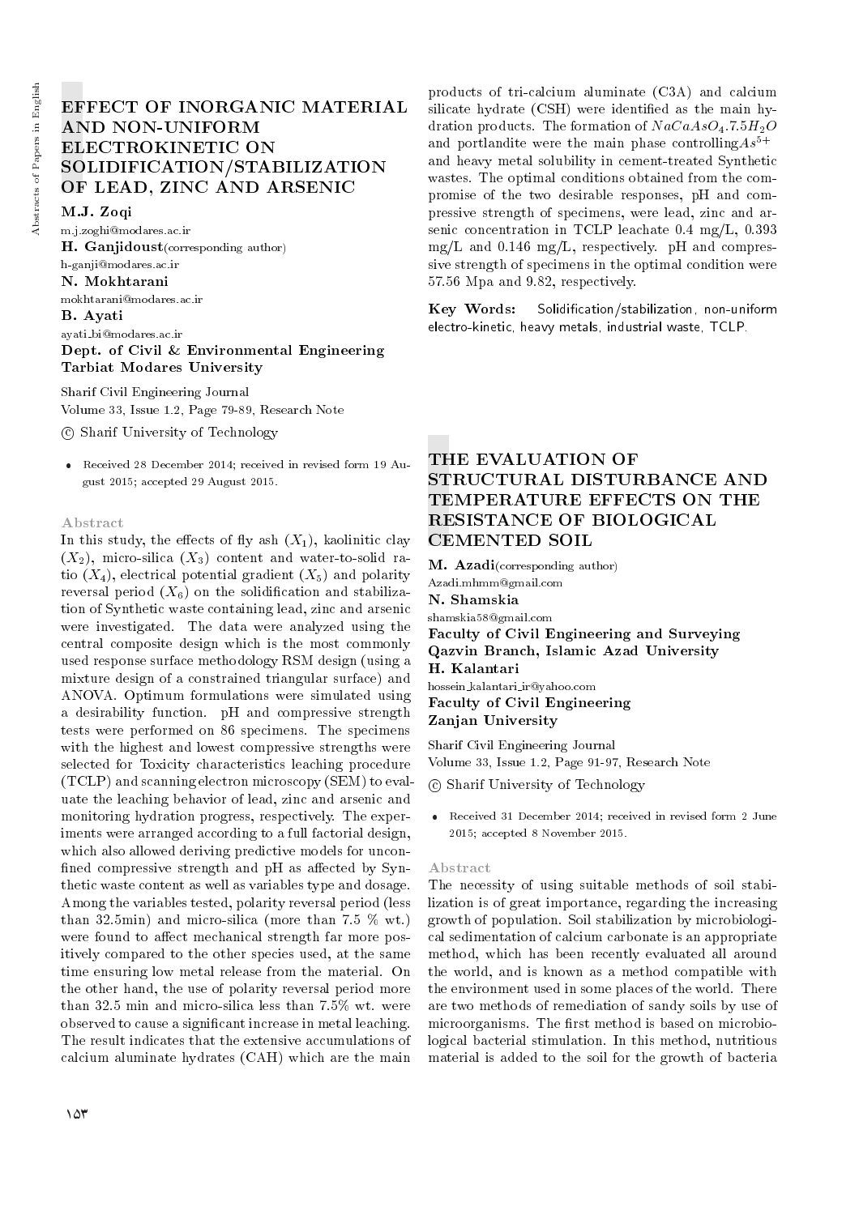# EFFECT OF INORGANIC MATERIAL AND NON-UNIFORM ELECTROKINETIC ON SOLIDIFICATION/STABILIZATION OF LEAD, ZINC AND ARSENIC

**M.J. Zoqi**
m.j.zoghi@modares.ac.ir
**H. Ganjidoust**(corresponding author)
h-ganji@modares.ac.ir
**N. Mokhtarani**
mokhtarani@modares.ac.ir
**B. Ayati**
ayati_bi@modares.ac.ir
**Dept. of Civil & Environmental Engineering**
**Tarbiat Modares University**

Sharif Civil Engineering Journal
Volume 33, Issue 1.2, Page 79-89, Research Note
© Sharif University of Technology

- Received 28 December 2014; received in revised form 19 August 2015; accepted 29 August 2015.

### Abstract

In this study, the effects of fly ash ($X_1$), kaolinitic clay ($X_2$), micro-silica ($X_3$) content and water-to-solid ratio ($X_4$), electrical potential gradient ($X_5$) and polarity reversal period ($X_6$) on the solidification and stabilization of Synthetic waste containing lead, zinc and arsenic were investigated. The data were analyzed using the central composite design which is the most commonly used response surface methodology RSM design (using a mixture design of a constrained triangular surface) and ANOVA. Optimum formulations were simulated using a desirability function. pH and compressive strength tests were performed on 86 specimens. The specimens with the highest and lowest compressive strengths were selected for Toxicity characteristics leaching procedure (TCLP) and scanning electron microscopy (SEM) to evaluate the leaching behavior of lead, zinc and arsenic and monitoring hydration progress, respectively. The experiments were arranged according to a full factorial design, which also allowed deriving predictive models for unconfined compressive strength and pH as affected by Synthetic waste content as well as variables type and dosage. Among the variables tested, polarity reversal period (less than 32.5min) and micro-silica (more than 7.5 % wt.) were found to affect mechanical strength far more positively compared to the other species used, at the same time ensuring low metal release from the material. On the other hand, the use of polarity reversal period more than 32.5 min and micro-silica less than 7.5% wt. were observed to cause a significant increase in metal leaching. The result indicates that the extensive accumulations of calcium aluminate hydrates (CAH) which are the main products of tri-calcium aluminate (C3A) and calcium silicate hydrate (CSH) were identified as the main hydration products. The formation of $NaCaAsO_4.7.5H_2O$ and portlandite were the main phase controlling $As^{5+}$ and heavy metal solubility in cement-treated Synthetic wastes. The optimal conditions obtained from the compromise of the two desirable responses, pH and compressive strength of specimens, were lead, zinc and arsenic concentration in TCLP leachate 0.4 mg/L, 0.393 mg/L and 0.146 mg/L, respectively. pH and compressive strength of specimens in the optimal condition were 57.56 Mpa and 9.82, respectively.

**Key Words:** Solidification/stabilization, non-uniform electro-kinetic, heavy metals, industrial waste, TCLP.

# THE EVALUATION OF STRUCTURAL DISTURBANCE AND TEMPERATURE EFFECTS ON THE RESISTANCE OF BIOLOGICAL CEMENTED SOIL

**M. Azadi**(corresponding author)
Azadi.mhmm@gmail.com
**N. Shamskia**
shamskia58@gmail.com
**Faculty of Civil Engineering and Surveying**
**Qazvin Branch, Islamic Azad University**
**H. Kalantari**
hossein_kalantari_ir@yahoo.com
**Faculty of Civil Engineering**
**Zanjan University**

Sharif Civil Engineering Journal
Volume 33, Issue 1.2, Page 91-97, Research Note
© Sharif University of Technology

- Received 31 December 2014; received in revised form 2 June 2015; accepted 8 November 2015.

### Abstract

The necessity of using suitable methods of soil stabilization is of great importance, regarding the increasing growth of population. Soil stabilization by microbiological sedimentation of calcium carbonate is an appropriate method, which has been recently evaluated all around the world, and is known as a method compatible with the environment used in some places of the world. There are two methods of remediation of sandy soils by use of microorganisms. The first method is based on microbiological bacterial stimulation. In this method, nutritious material is added to the soil for the growth of bacteria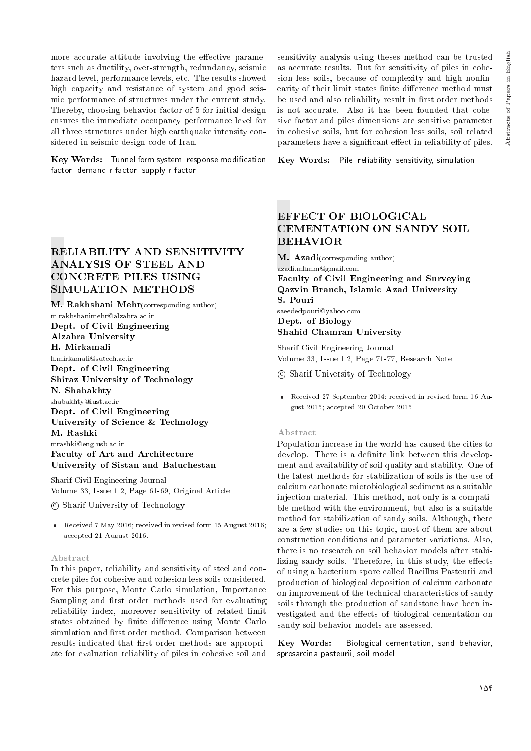more accurate attitude involving the effective parameters such as ductility, over-strength, redundancy, seismic hazard level, performance levels, etc. The results showed high capacity and resistance of system and good seismic performance of structures under the current study. Thereby, choosing behavior factor of 5 for initial design ensures the immediate occupancy performance level for all three structures under high earthquake intensity considered in seismic design code of Iran.

**Key Words:** Tunnel form system, response modification factor, demand r-factor, supply r-factor.

## RELIABILITY AND SENSITIVITY ANALYSIS OF STEEL AND CONCRETE PILES USING SIMULATION METHODS

**M. Rakhshani Mehr**(corresponding author)
m.rakhshanimehr@alzahra.ac.ir
**Dept. of Civil Engineering**
**Alzahra University**
**H. Mirkamali**
h.mirkamali@sutech.ac.ir
**Dept. of Civil Engineering**
**Shiraz University of Technology**
**N. Shabakhty**
shabakhty@iust.ac.ir
**Dept. of Civil Engineering**
**University of Science & Technology**
**M. Rashki**
mrashki@eng.usb.ac.ir
**Faculty of Art and Architecture**
**University of Sistan and Baluchestan**

Sharif Civil Engineering Journal
Volume 33, Issue 1.2, Page 61-69, Original Article

© Sharif University of Technology

- Received 7 May 2016; received in revised form 15 August 2016; accepted 21 August 2016.

### Abstract

In this paper, reliability and sensitivity of steel and concrete piles for cohesive and cohesion less soils considered. For this purpose, Monte Carlo simulation, Importance Sampling and first order methods used for evaluating reliability index, moreover sensitivity of related limit states obtained by finite difference using Monte Carlo simulation and first order method. Comparison between results indicated that first order methods are appropriate for evaluation reliability of piles in cohesive soil and sensitivity analysis using theses method can be trusted as accurate results. But for sensitivity of piles in cohesion less soils, because of complexity and high nonlinearity of their limit states finite difference method must be used and also reliability result in first order methods is not accurate. Also it has been founded that cohesive factor and piles dimensions are sensitive parameter in cohesive soils, but for cohesion less soils, soil related parameters have a significant effect in reliability of piles.

**Key Words:** Pile, reliability, sensitivity, simulation.

## EFFECT OF BIOLOGICAL CEMENTATION ON SANDY SOIL BEHAVIOR

**M. Azadi**(corresponding author)
azadi.mhmm@gmail.com
**Faculty of Civil Engineering and Surveying**
**Qazvin Branch, Islamic Azad University**
**S. Pouri**
saeededpouri@yahoo.com
**Dept. of Biology**
**Shahid Chamran University**

Sharif Civil Engineering Journal
Volume 33, Issue 1.2, Page 71-77, Research Note

© Sharif University of Technology

- Received 27 September 2014; received in revised form 16 August 2015; accepted 20 October 2015.

### Abstract

Population increase in the world has caused the cities to develop. There is a definite link between this development and availability of soil quality and stability. One of the latest methods for stabilization of soils is the use of calcium carbonate microbiological sediment as a suitable injection material. This method, not only is a compatible method with the environment, but also is a suitable method for stabilization of sandy soils. Although, there are a few studies on this topic, most of them are about construction conditions and parameter variations. Also, there is no research on soil behavior models after stabilizing sandy soils. Therefore, in this study, the effects of using a bacterium spore called Bacillus Pasteurii and production of biological deposition of calcium carbonate on improvement of the technical characteristics of sandy soils through the production of sandstone have been investigated and the effects of biological cementation on sandy soil behavior models are assessed.

**Key Words:** Biological cementation, sand behavior, sprosarcina pasteurii, soil model.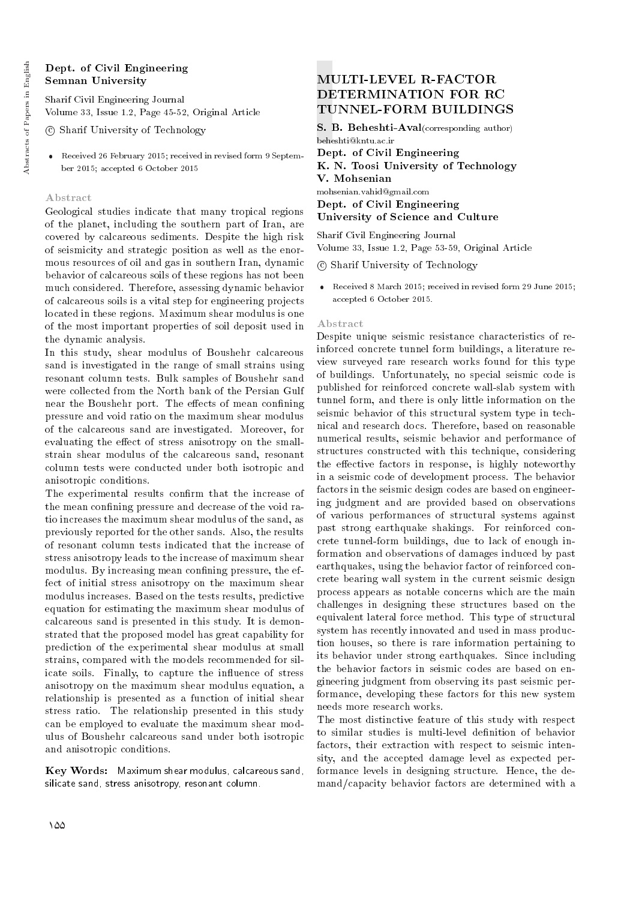**Dept. of Civil Engineering**
**Semnan University**

Sharif Civil Engineering Journal
Volume 33, Issue 1.2, Page 45-52, Original Article

© Sharif University of Technology

- Received 26 February 2015; received in revised form 9 September 2015; accepted 6 October 2015

### Abstract

Geological studies indicate that many tropical regions of the planet, including the southern part of Iran, are covered by calcareous sediments. Despite the high risk of seismicity and strategic position as well as the enormous resources of oil and gas in southern Iran, dynamic behavior of calcareous soils of these regions has not been much considered. Therefore, assessing dynamic behavior of calcareous soils is a vital step for engineering projects located in these regions. Maximum shear modulus is one of the most important properties of soil deposit used in the dynamic analysis.

In this study, shear modulus of Boushehr calcareous sand is investigated in the range of small strains using resonant column tests. Bulk samples of Boushehr sand were collected from the North bank of the Persian Gulf near the Boushehr port. The effects of mean confining pressure and void ratio on the maximum shear modulus of the calcareous sand are investigated. Moreover, for evaluating the effect of stress anisotropy on the small-strain shear modulus of the calcareous sand, resonant column tests were conducted under both isotropic and anisotropic conditions.

The experimental results confirm that the increase of the mean confining pressure and decrease of the void ratio increases the maximum shear modulus of the sand, as previously reported for the other sands. Also, the results of resonant column tests indicated that the increase of stress anisotropy leads to the increase of maximum shear modulus. By increasing mean confining pressure, the effect of initial stress anisotropy on the maximum shear modulus increases. Based on the tests results, predictive equation for estimating the maximum shear modulus of calcareous sand is presented in this study. It is demonstrated that the proposed model has great capability for prediction of the experimental shear modulus at small strains, compared with the models recommended for silicate soils. Finally, to capture the influence of stress anisotropy on the maximum shear modulus equation, a relationship is presented as a function of initial shear stress ratio. The relationship presented in this study can be employed to evaluate the maximum shear modulus of Boushehr calcareous sand under both isotropic and anisotropic conditions.

**Key Words:** Maximum shear modulus, calcareous sand, silicate sand, stress anisotropy, resonant column.

## MULTI-LEVEL R-FACTOR DETERMINATION FOR RC TUNNEL-FORM BUILDINGS

**S. B. Beheshti-Aval**(corresponding author)
beheshti@kntu.ac.ir
**Dept. of Civil Engineering**
**K. N. Toosi University of Technology**
**V. Mohsenian**
mohsenian.vahid@gmail.com
**Dept. of Civil Engineering**
**University of Science and Culture**

Sharif Civil Engineering Journal
Volume 33, Issue 1.2, Page 53-59, Original Article

© Sharif University of Technology

- Received 8 March 2015; received in revised form 29 June 2015; accepted 6 October 2015.

### Abstract

Despite unique seismic resistance characteristics of reinforced concrete tunnel form buildings, a literature review surveyed rare research works found for this type of buildings. Unfortunately, no special seismic code is published for reinforced concrete wall-slab system with tunnel form, and there is only little information on the seismic behavior of this structural system type in technical and research docs. Therefore, based on reasonable numerical results, seismic behavior and performance of structures constructed with this technique, considering the effective factors in response, is highly noteworthy in a seismic code of development process. The behavior factors in the seismic design codes are based on engineering judgment and are provided based on observations of various performances of structural systems against past strong earthquake shakings. For reinforced concrete tunnel-form buildings, due to lack of enough information and observations of damages induced by past earthquakes, using the behavior factor of reinforced concrete bearing wall system in the current seismic design process appears as notable concerns which are the main challenges in designing these structures based on the equivalent lateral force method. This type of structural system has recently innovated and used in mass production houses, so there is rare information pertaining to its behavior under strong earthquakes. Since including the behavior factors in seismic codes are based on engineering judgment from observing its past seismic performance, developing these factors for this new system needs more research works.

The most distinctive feature of this study with respect to similar studies is multi-level definition of behavior factors, their extraction with respect to seismic intensity, and the accepted damage level as expected performance levels in designing structure. Hence, the demand/capacity behavior factors are determined with a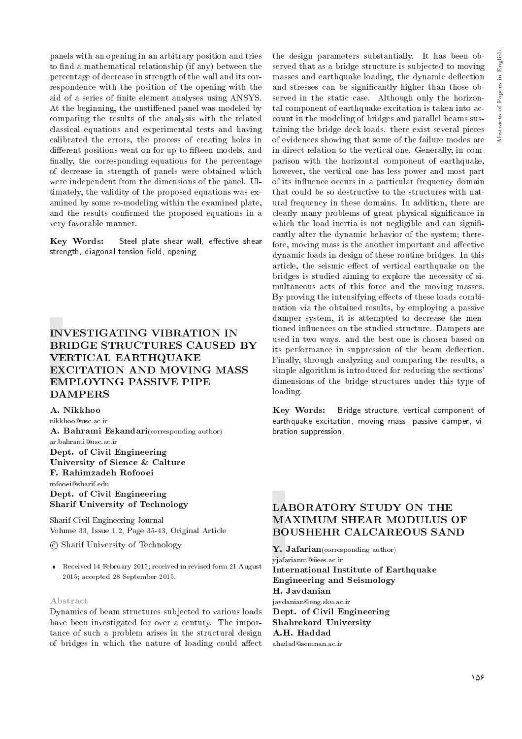panels with an opening in an arbitrary position and tries to find a mathematical relationship (if any) between the percentage of decrease in strength of the wall and its correspondence with the position of the opening with the aid of a series of finite element analyses using ANSYS. At the beginning, the unstiffened panel was modeled by comparing the results of the analysis with the related classical equations and experimental tests and having calibrated the errors, the process of creating holes in different positions went on for up to fifteen models, and finally, the corresponding equations for the percentage of decrease in strength of panels were obtained which were independent from the dimensions of the panel. Ultimately, the validity of the proposed equations was examined by some re-modeling within the examined plate, and the results confirmed the proposed equations in a very favorable manner.

**Key Words:** Steel plate shear wall, effective shear strength, diagonal tension field, opening.

# INVESTIGATING VIBRATION IN BRIDGE STRUCTURES CAUSED BY VERTICAL EARTHQUAKE EXCITATION AND MOVING MASS EMPLOYING PASSIVE PIPE DAMPERS

**A. Nikkhoo**
nikkhoo@usc.ac.ir
**A. Bahrami Eskandari**(corresponding author)
ar.bahrami@usc.ac.ir
**Dept. of Civil Engineering**
**University of Sience & Calture**
**F. Rahimzadeh Rofooei**
rofooei@sharif.edu
**Dept. of Civil Engineering**
**Sharif University of Technology**

Sharif Civil Engineering Journal
Volume 33, Issue 1.2, Page 35-43, Original Article

© Sharif University of Technology

- Received 14 February 2015; received in revised form 21 August 2015; accepted 28 September 2015.

### Abstract

Dynamics of beam structures subjected to various loads have been investigated for over a century. The importance of such a problem arises in the structural design of bridges in which the nature of loading could affect the design parameters substantially. It has been observed that as a bridge structure is subjected to moving masses and earthquake loading, the dynamic deflection and stresses can be significantly higher than those observed in the static case. Although only the horizontal component of earthquake excitation is taken into account in the modeling of bridges and parallel beams sustaining the bridge deck loads. there exist several pieces of evidences showing that some of the failure modes are in direct relation to the vertical one. Generally, in comparison with the horizontal component of earthquake, however, the vertical one has less power and most part of its influence occurs in a particular frequency domain that could be so destructive to the structures with natural frequency in these domains. In addition, there are clearly many problems of great physical significance in which the load inertia is not negligible and can significantly alter the dynamic behavior of the system; therefore, moving mass is the another important and affective dynamic loads in design of these routine bridges. In this article, the seismic effect of vertical earthquake on the bridges is studied aiming to explore the necessity of simultaneous acts of this force and the moving masses. By proving the intensifying effects of these loads combination via the obtained results, by employing a passive damper system, it is attempted to decrease the mentioned influences on the studied structure. Dampers are used in two ways. and the best one is chosen based on its performance in suppression of the beam deflection. Finally, through analyzing and comparing the results, a simple algorithm is introduced for reducing the sections' dimensions of the bridge structures under this type of loading.

**Key Words:** Bridge structure, vertical component of earthquake excitation, moving mass, passive damper, vibration suppression.

# LABORATORY STUDY ON THE MAXIMUM SHEAR MODULUS OF BOUSHEHR CALCAREOUS SAND

**Y. Jafarian**(corresponding author)
yjafarianm@iiees.ac.ir
**International Institute of Earthquake Engineering and Seismology**
**H. Javdanian**
javdanian@eng.sku.ac.ir
**Dept. of Civil Engineering**
**Shahrekord University**
**A.H. Haddad**
ahadad@semnan.ac.ir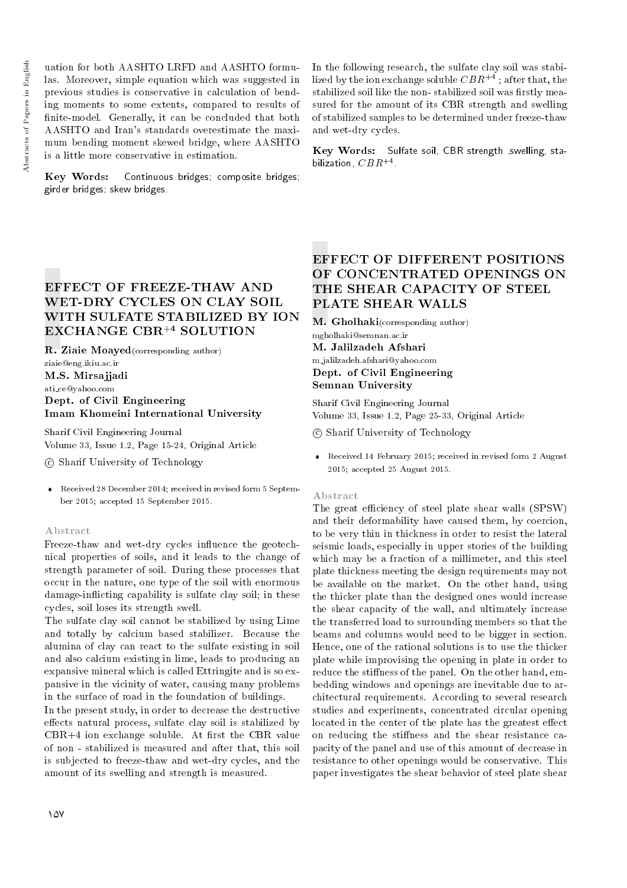uation for both AASHTO LRFD and AASHTO formulas. Moreover, simple equation which was suggested in previous studies is conservative in calculation of bending moments to some extents, compared to results of finite-model. Generally, it can be concluded that both AASHTO and Iran's standards overestimate the maximum bending moment skewed bridge, where AASHTO is a little more conservative in estimation.

**Key Words:** Continuous bridges; composite bridges; girder bridges; skew bridges.

## EFFECT OF FREEZE-THAW AND WET-DRY CYCLES ON CLAY SOIL WITH SULFATE STABILIZED BY ION EXCHANGE CBR$^{+4}$ SOLUTION

**R. Ziaie Moayed** (corresponding author)
ziaie@eng.ikiu.ac.ir
**M.S. Mirsajjadi**
ati_ce@yahoo.com
**Dept. of Civil Engineering**
**Imam Khomeini International University**

Sharif Civil Engineering Journal
Volume 33, Issue 1.2, Page 15-24, Original Article

© Sharif University of Technology

- Received 28 December 2014; received in revised form 5 September 2015; accepted 15 September 2015.

### Abstract

Freeze-thaw and wet-dry cycles influence the geotechnical properties of soils, and it leads to the change of strength parameter of soil. During these processes that occur in the nature, one type of the soil with enormous damage-inflicting capability is sulfate clay soil; in these cycles, soil loses its strength swell.

The sulfate clay soil cannot be stabilized by using Lime and totally by calcium based stabilizer. Because the alumina of clay can react to the sulfate existing in soil and also calcium existing in lime, leads to producing an expansive mineral which is called Ettringite and is so expansive in the vicinity of water, causing many problems in the surface of road in the foundation of buildings.

In the present study, in order to decrease the destructive effects natural process, sulfate clay soil is stabilized by CBR+4 ion exchange soluble. At first the CBR value of non - stabilized is measured and after that, this soil is subjected to freeze-thaw and wet-dry cycles, and the amount of its swelling and strength is measured.

In the following research, the sulfate clay soil was stabilized by the ion exchange soluble $CBR^{+4}$ ; after that, the stabilized soil like the non- stabilized soil was firstly measured for the amount of its CBR strength and swelling of stabilized samples to be determined under freeze-thaw and wet-dry cycles.

**Key Words:** Sulfate soil, CBR strength ,swelling, stabilization, $CBR^{+4}$.

## EFFECT OF DIFFERENT POSITIONS OF CONCENTRATED OPENINGS ON THE SHEAR CAPACITY OF STEEL PLATE SHEAR WALLS

**M. Gholhaki** (corresponding author)
mgholhaki@semnan.ac.ir
**M. Jalilzadeh Afshari**
m_jalilzadeh_afshari@yahoo.com
**Dept. of Civil Engineering**
**Semnan University**

Sharif Civil Engineering Journal
Volume 33, Issue 1.2, Page 25-33, Original Article

© Sharif University of Technology

- Received 14 February 2015; received in revised form 2 August 2015; accepted 25 August 2015.

### Abstract

The great efficiency of steel plate shear walls (SPSW) and their deformability have caused them, by coercion, to be very thin in thickness in order to resist the lateral seismic loads, especially in upper stories of the building which may be a fraction of a millimeter, and this steel plate thickness meeting the design requirements may not be available on the market. On the other hand, using the thicker plate than the designed ones would increase the shear capacity of the wall, and ultimately increase the transferred load to surrounding members so that the beams and columns would need to be bigger in section. Hence, one of the rational solutions is to use the thicker plate while improvising the opening in plate in order to reduce the stiffness of the panel. On the other hand, embedding windows and openings are inevitable due to architectural requirements. According to several research studies and experiments, concentrated circular opening located in the center of the plate has the greatest effect on reducing the stiffness and the shear resistance capacity of the panel and use of this amount of decrease in resistance to other openings would be conservative. This paper investigates the shear behavior of steel plate shear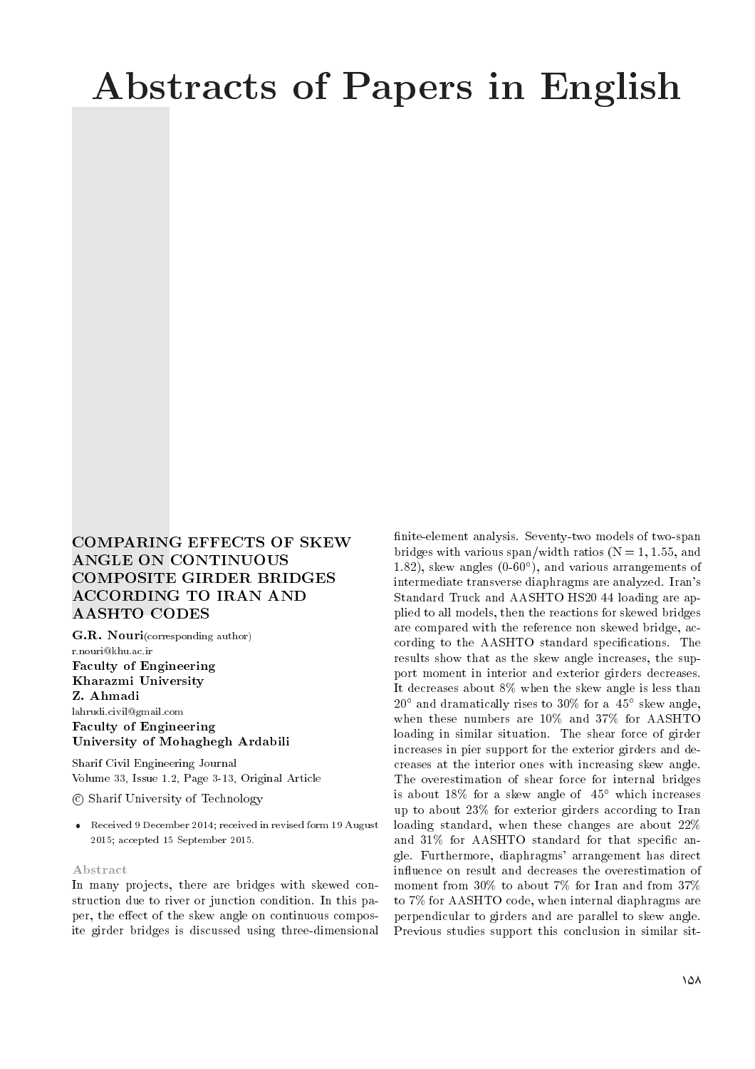# Abstracts of Papers in English

## COMPARING EFFECTS OF SKEW ANGLE ON CONTINUOUS COMPOSITE GIRDER BRIDGES ACCORDING TO IRAN AND AASHTO CODES

**G.R. Nouri**(corresponding author)
r.nouri@khu.ac.ir
**Faculty of Engineering**
**Kharazmi University**
**Z. Ahmadi**
lahrudi.civil@gmail.com
**Faculty of Engineering**
**University of Mohaghegh Ardabili**

Sharif Civil Engineering Journal
Volume 33, Issue 1.2, Page 3-13, Original Article

© Sharif University of Technology

- Received 9 December 2014; received in revised form 19 August 2015; accepted 15 September 2015.

### Abstract

In many projects, there are bridges with skewed construction due to river or junction condition. In this paper, the effect of the skew angle on continuous composite girder bridges is discussed using three-dimensional finite-element analysis. Seventy-two models of two-span bridges with various span/width ratios (N = 1, 1.55, and 1.82), skew angles (0-60°), and various arrangements of intermediate transverse diaphragms are analyzed. Iran's Standard Truck and AASHTO HS20 44 loading are applied to all models, then the reactions for skewed bridges are compared with the reference non skewed bridge, according to the AASHTO standard specifications. The results show that as the skew angle increases, the support moment in interior and exterior girders decreases. It decreases about 8% when the skew angle is less than 20° and dramatically rises to 30% for a 45° skew angle, when these numbers are 10% and 37% for AASHTO loading in similar situation. The shear force of girder increases in pier support for the exterior girders and decreases at the interior ones with increasing skew angle. The overestimation of shear force for internal bridges is about 18% for a skew angle of 45° which increases up to about 23% for exterior girders according to Iran loading standard, when these changes are about 22% and 31% for AASHTO standard for that specific angle. Furthermore, diaphragms' arrangement has direct influence on result and decreases the overestimation of moment from 30% to about 7% for Iran and from 37% to 7% for AASHTO code, when internal diaphragms are perpendicular to girders and are parallel to skew angle. Previous studies support this conclusion in similar sit-